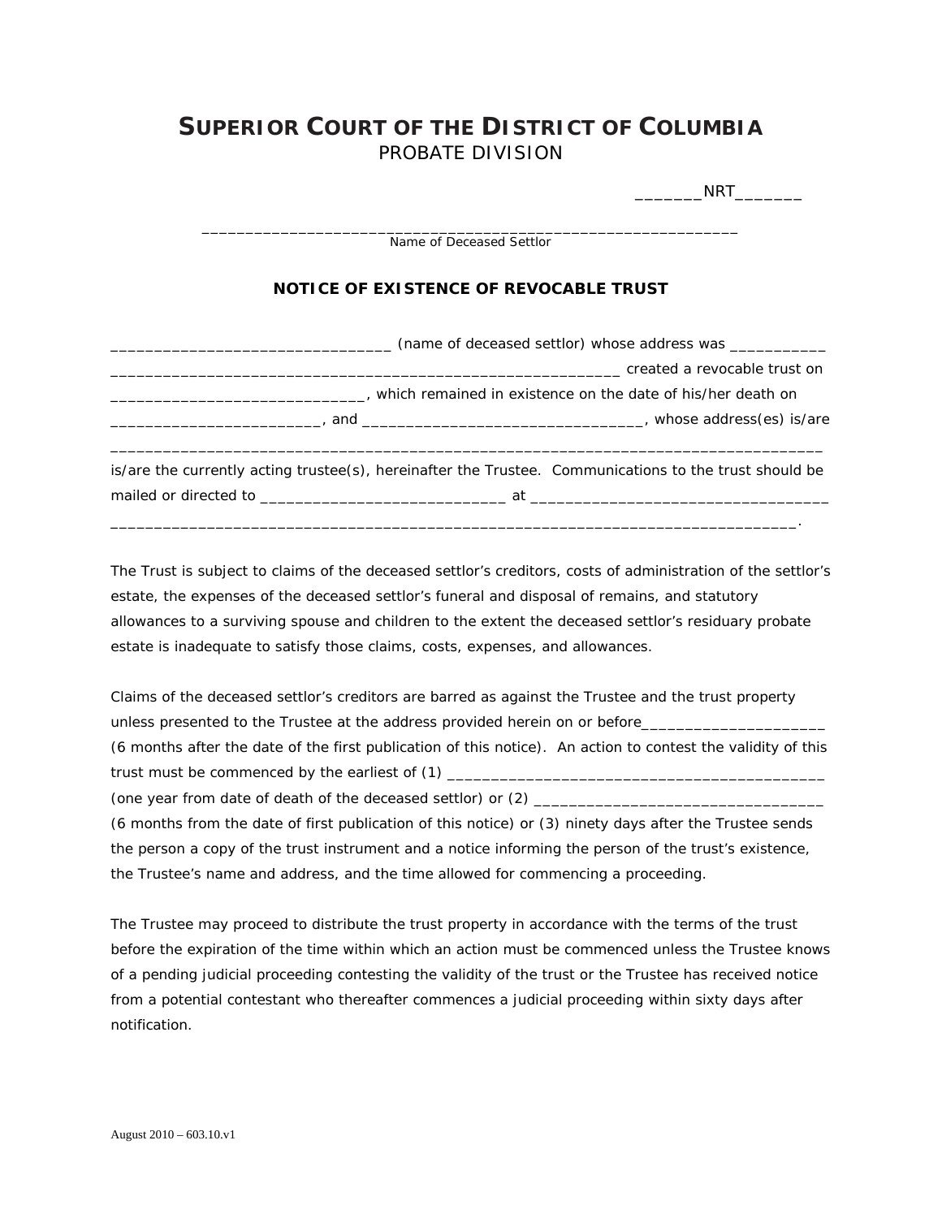# SUPERIOR COURT OF THE DISTRICT OF COLUMBIA
## PROBATE DIVISION

_______NRT_______

______________________________________________________________
Name of Deceased Settlor

### NOTICE OF EXISTENCE OF REVOCABLE TRUST

________________________________ (name of deceased settlor) whose address was ___________ ___________________________________________________________ created a revocable trust on _____________________________, which remained in existence on the date of his/her death on ________________________, and ________________________________, whose address(es) is/are ________________________________________________________________________________ is/are the currently acting trustee(s), hereinafter the Trustee. Communications to the trust should be mailed or directed to ____________________________ at __________________________________ ______________________________________________________________________________.

The Trust is subject to claims of the deceased settlor's creditors, costs of administration of the settlor's estate, the expenses of the deceased settlor's funeral and disposal of remains, and statutory allowances to a surviving spouse and children to the extent the deceased settlor's residuary probate estate is inadequate to satisfy those claims, costs, expenses, and allowances.

Claims of the deceased settlor's creditors are barred as against the Trustee and the trust property unless presented to the Trustee at the address provided herein on or before____________________ (6 months after the date of the first publication of this notice). An action to contest the validity of this trust must be commenced by the earliest of (1) ____________________________________________ (one year from date of death of the deceased settlor) or (2) __________________________________ (6 months from the date of first publication of this notice) or (3) ninety days after the Trustee sends the person a copy of the trust instrument and a notice informing the person of the trust's existence, the Trustee's name and address, and the time allowed for commencing a proceeding.

The Trustee may proceed to distribute the trust property in accordance with the terms of the trust before the expiration of the time within which an action must be commenced unless the Trustee knows of a pending judicial proceeding contesting the validity of the trust or the Trustee has received notice from a potential contestant who thereafter commences a judicial proceeding within sixty days after notification.

August 2010 – 603.10.v1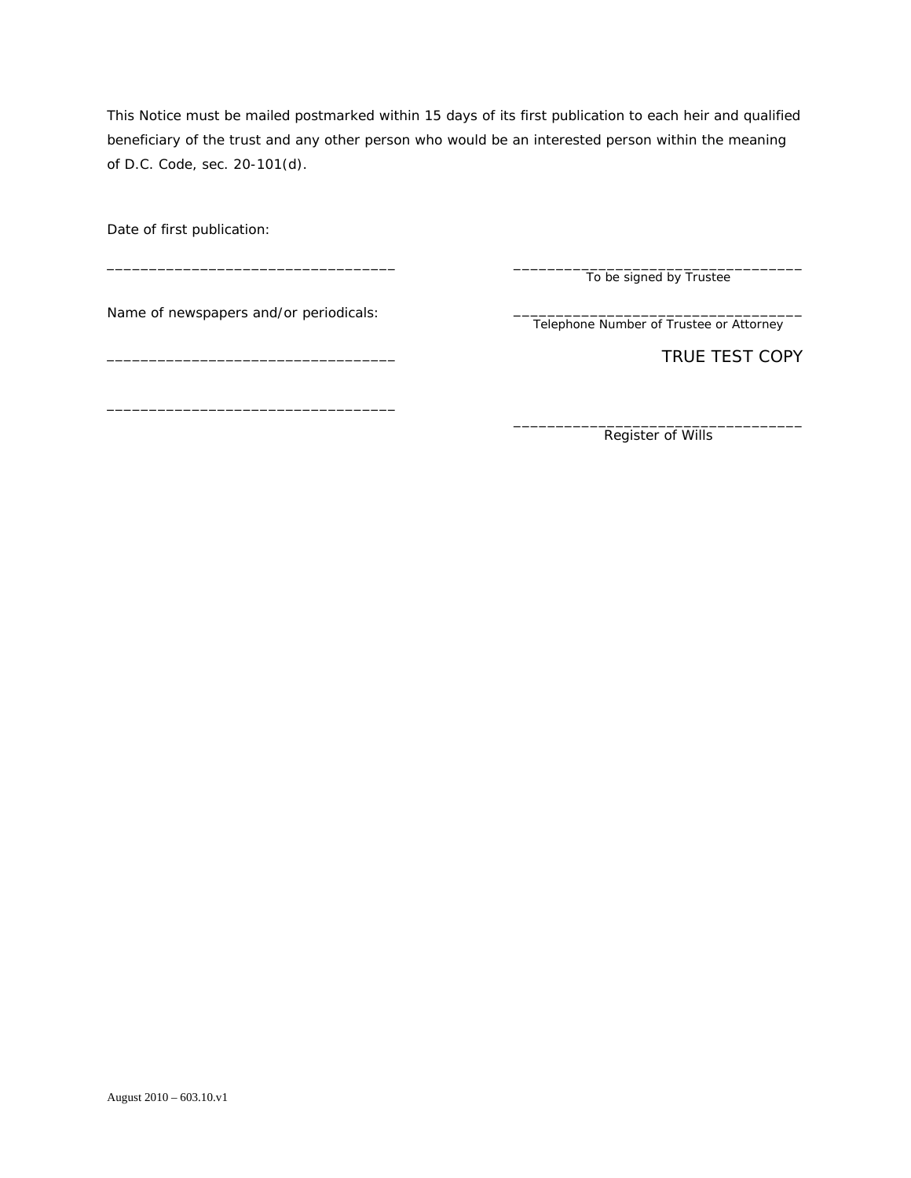This Notice must be mailed postmarked within 15 days of its first publication to each heir and qualified beneficiary of the trust and any other person who would be an interested person within the meaning of D.C. Code, sec. 20-101(d).

Date of first publication:

___________________________________

___________________________________
To be signed by Trustee

Name of newspapers and/or periodicals:

___________________________________
Telephone Number of Trustee or Attorney

___________________________________

TRUE TEST COPY

___________________________________

___________________________________
Register of Wills

August 2010 – 603.10.v1